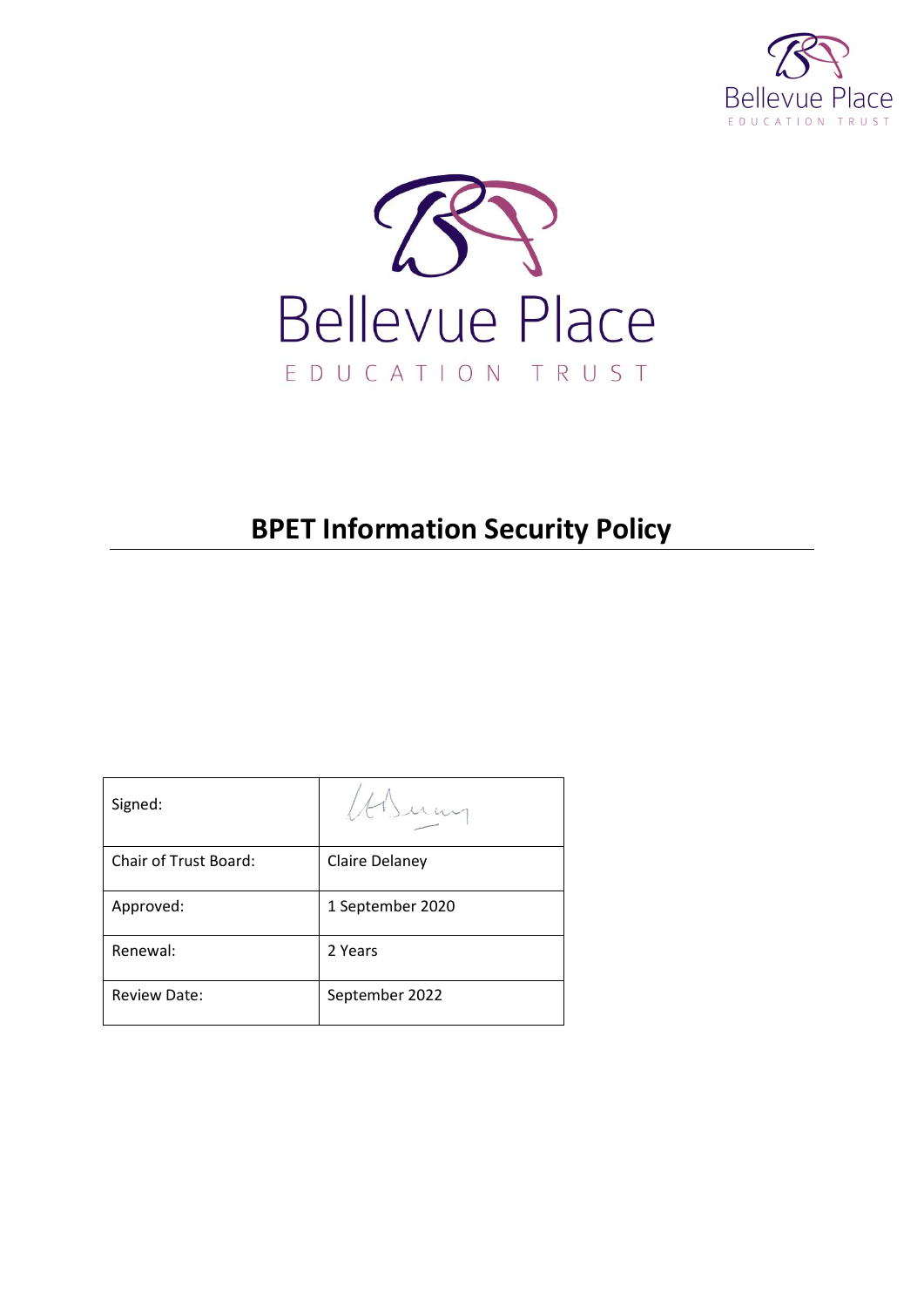Bellevue Place

EDUCATION TRUST

Bellevue Place

EDUCATION TRUST

# BPET Information Security Policy

| Signed: | |
|---|---|
| Chair of Trust Board: | Claire Delaney |
| Approved: | 1 September 2020 |
| Renewal: | 2 Years |
| Review Date: | September 2022 |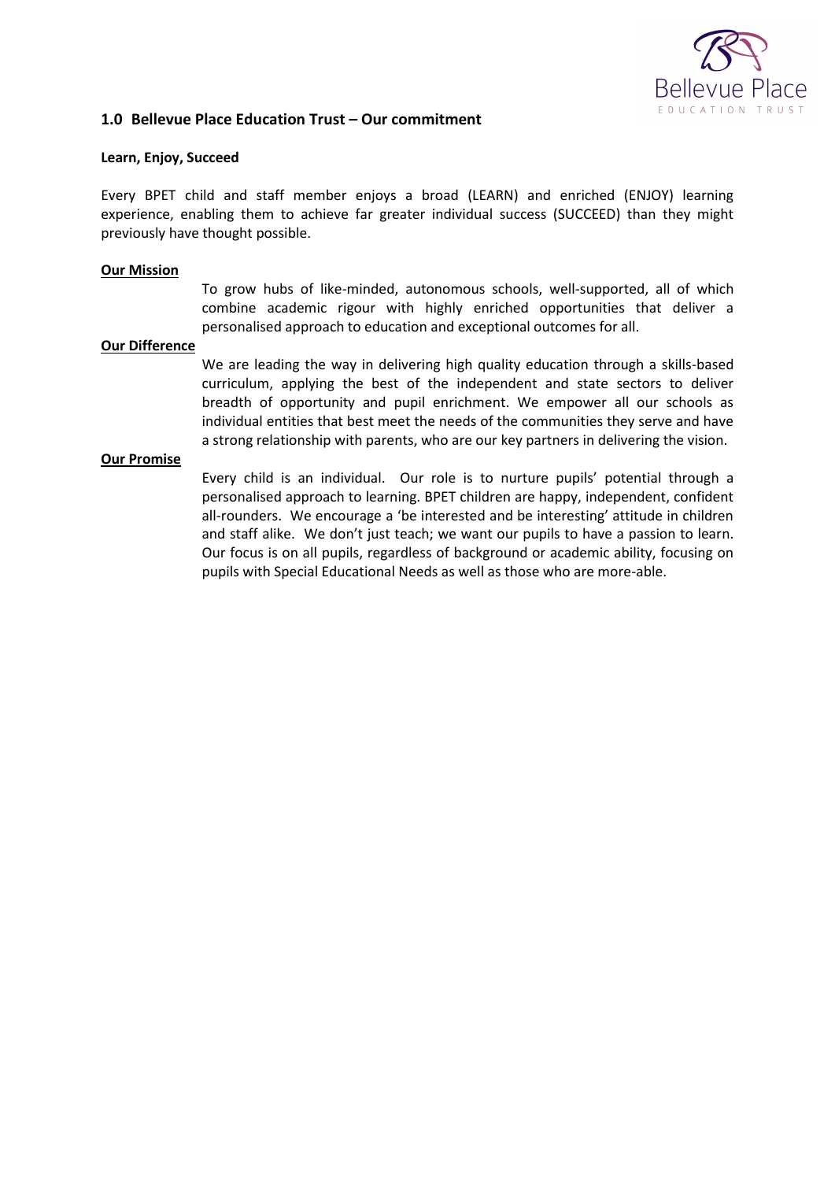## 1.0 Bellevue Place Education Trust – Our commitment

**Learn, Enjoy, Succeed**

Every BPET child and staff member enjoys a broad (LEARN) and enriched (ENJOY) learning experience, enabling them to achieve far greater individual success (SUCCEED) than they might previously have thought possible.

**Our Mission**

To grow hubs of like-minded, autonomous schools, well-supported, all of which combine academic rigour with highly enriched opportunities that deliver a personalised approach to education and exceptional outcomes for all.

**Our Difference**

We are leading the way in delivering high quality education through a skills-based curriculum, applying the best of the independent and state sectors to deliver breadth of opportunity and pupil enrichment. We empower all our schools as individual entities that best meet the needs of the communities they serve and have a strong relationship with parents, who are our key partners in delivering the vision.

**Our Promise**

Every child is an individual. Our role is to nurture pupils' potential through a personalised approach to learning. BPET children are happy, independent, confident all-rounders. We encourage a 'be interested and be interesting' attitude in children and staff alike. We don't just teach; we want our pupils to have a passion to learn. Our focus is on all pupils, regardless of background or academic ability, focusing on pupils with Special Educational Needs as well as those who are more-able.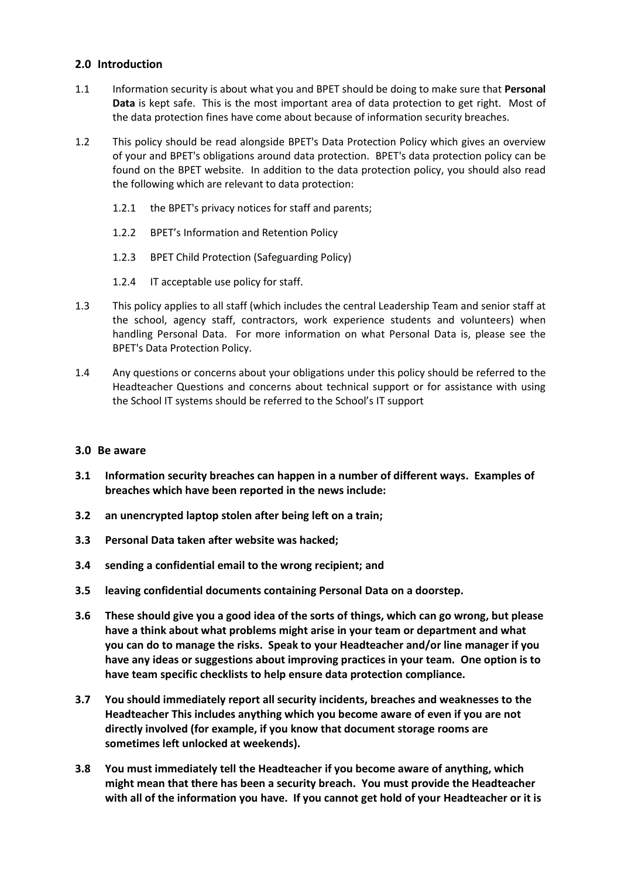## 2.0 Introduction

1.1 Information security is about what you and BPET should be doing to make sure that **Personal Data** is kept safe. This is the most important area of data protection to get right. Most of the data protection fines have come about because of information security breaches.

1.2 This policy should be read alongside BPET's Data Protection Policy which gives an overview of your and BPET's obligations around data protection. BPET's data protection policy can be found on the BPET website. In addition to the data protection policy, you should also read the following which are relevant to data protection:

1.2.1 the BPET's privacy notices for staff and parents;

1.2.2 BPET's Information and Retention Policy

1.2.3 BPET Child Protection (Safeguarding Policy)

1.2.4 IT acceptable use policy for staff.

1.3 This policy applies to all staff (which includes the central Leadership Team and senior staff at the school, agency staff, contractors, work experience students and volunteers) when handling Personal Data. For more information on what Personal Data is, please see the BPET's Data Protection Policy.

1.4 Any questions or concerns about your obligations under this policy should be referred to the Headteacher Questions and concerns about technical support or for assistance with using the School IT systems should be referred to the School's IT support

## 3.0 Be aware

**3.1 Information security breaches can happen in a number of different ways. Examples of breaches which have been reported in the news include:**

**3.2 an unencrypted laptop stolen after being left on a train;**

**3.3 Personal Data taken after website was hacked;**

**3.4 sending a confidential email to the wrong recipient; and**

**3.5 leaving confidential documents containing Personal Data on a doorstep.**

**3.6 These should give you a good idea of the sorts of things, which can go wrong, but please have a think about what problems might arise in your team or department and what you can do to manage the risks. Speak to your Headteacher and/or line manager if you have any ideas or suggestions about improving practices in your team. One option is to have team specific checklists to help ensure data protection compliance.**

**3.7 You should immediately report all security incidents, breaches and weaknesses to the Headteacher This includes anything which you become aware of even if you are not directly involved (for example, if you know that document storage rooms are sometimes left unlocked at weekends).**

**3.8 You must immediately tell the Headteacher if you become aware of anything, which might mean that there has been a security breach. You must provide the Headteacher with all of the information you have. If you cannot get hold of your Headteacher or it is**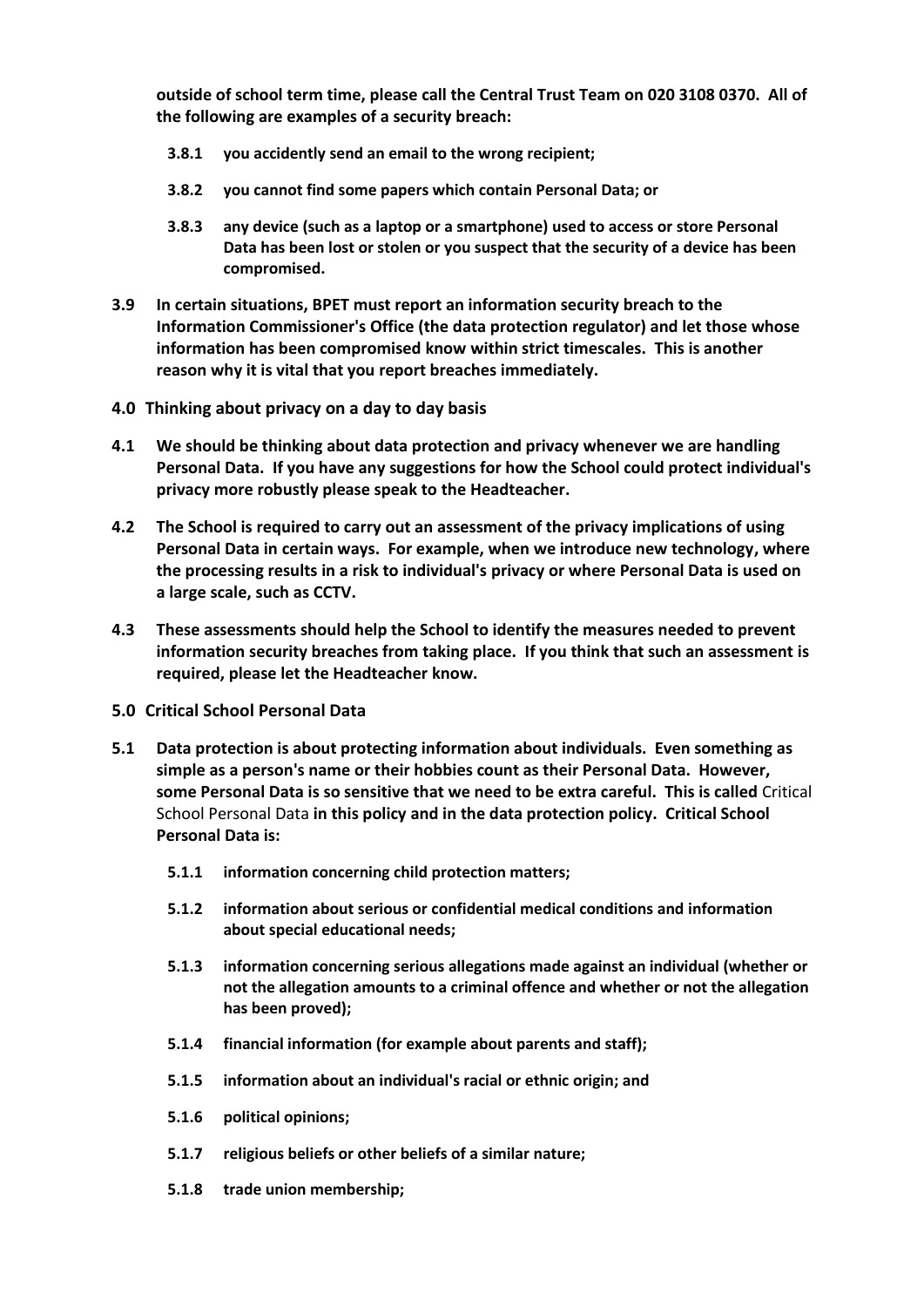**outside of school term time, please call the Central Trust Team on 020 3108 0370. All of the following are examples of a security breach:**

- **3.8.1 you accidently send an email to the wrong recipient;**
- **3.8.2 you cannot find some papers which contain Personal Data; or**
- **3.8.3 any device (such as a laptop or a smartphone) used to access or store Personal Data has been lost or stolen or you suspect that the security of a device has been compromised.**

**3.9 In certain situations, BPET must report an information security breach to the Information Commissioner's Office (the data protection regulator) and let those whose information has been compromised know within strict timescales. This is another reason why it is vital that you report breaches immediately.**

## 4.0 Thinking about privacy on a day to day basis

**4.1 We should be thinking about data protection and privacy whenever we are handling Personal Data. If you have any suggestions for how the School could protect individual's privacy more robustly please speak to the Headteacher.**

**4.2 The School is required to carry out an assessment of the privacy implications of using Personal Data in certain ways. For example, when we introduce new technology, where the processing results in a risk to individual's privacy or where Personal Data is used on a large scale, such as CCTV.**

**4.3 These assessments should help the School to identify the measures needed to prevent information security breaches from taking place. If you think that such an assessment is required, please let the Headteacher know.**

## 5.0 Critical School Personal Data

**5.1 Data protection is about protecting information about individuals. Even something as simple as a person's name or their hobbies count as their Personal Data. However, some Personal Data is so sensitive that we need to be extra careful. This is called** Critical School Personal Data **in this policy and in the data protection policy. Critical School Personal Data is:**

- **5.1.1 information concerning child protection matters;**
- **5.1.2 information about serious or confidential medical conditions and information about special educational needs;**
- **5.1.3 information concerning serious allegations made against an individual (whether or not the allegation amounts to a criminal offence and whether or not the allegation has been proved);**
- **5.1.4 financial information (for example about parents and staff);**
- **5.1.5 information about an individual's racial or ethnic origin; and**
- **5.1.6 political opinions;**
- **5.1.7 religious beliefs or other beliefs of a similar nature;**
- **5.1.8 trade union membership;**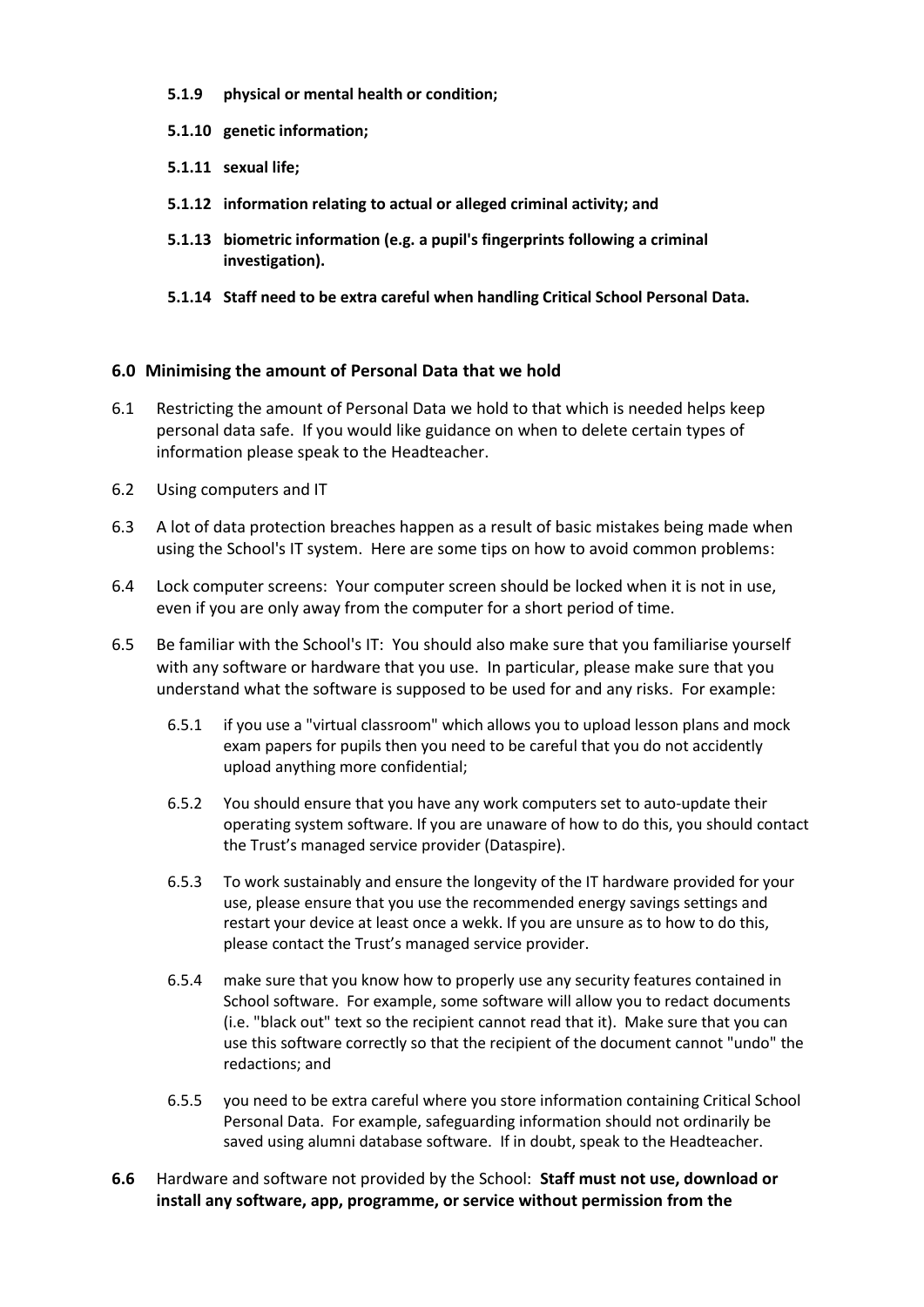**5.1.9 physical or mental health or condition;**

**5.1.10 genetic information;**

**5.1.11 sexual life;**

**5.1.12 information relating to actual or alleged criminal activity; and**

**5.1.13 biometric information (e.g. a pupil's fingerprints following a criminal investigation).**

**5.1.14 Staff need to be extra careful when handling Critical School Personal Data.**

## 6.0 Minimising the amount of Personal Data that we hold

6.1 Restricting the amount of Personal Data we hold to that which is needed helps keep personal data safe. If you would like guidance on when to delete certain types of information please speak to the Headteacher.

6.2 Using computers and IT

6.3 A lot of data protection breaches happen as a result of basic mistakes being made when using the School's IT system. Here are some tips on how to avoid common problems:

6.4 Lock computer screens: Your computer screen should be locked when it is not in use, even if you are only away from the computer for a short period of time.

6.5 Be familiar with the School's IT: You should also make sure that you familiarise yourself with any software or hardware that you use. In particular, please make sure that you understand what the software is supposed to be used for and any risks. For example:

6.5.1 if you use a "virtual classroom" which allows you to upload lesson plans and mock exam papers for pupils then you need to be careful that you do not accidently upload anything more confidential;

6.5.2 You should ensure that you have any work computers set to auto-update their operating system software. If you are unaware of how to do this, you should contact the Trust's managed service provider (Dataspire).

6.5.3 To work sustainably and ensure the longevity of the IT hardware provided for your use, please ensure that you use the recommended energy savings settings and restart your device at least once a wekk. If you are unsure as to how to do this, please contact the Trust's managed service provider.

6.5.4 make sure that you know how to properly use any security features contained in School software. For example, some software will allow you to redact documents (i.e. "black out" text so the recipient cannot read that it). Make sure that you can use this software correctly so that the recipient of the document cannot "undo" the redactions; and

6.5.5 you need to be extra careful where you store information containing Critical School Personal Data. For example, safeguarding information should not ordinarily be saved using alumni database software. If in doubt, speak to the Headteacher.

**6.6** Hardware and software not provided by the School: **Staff must not use, download or install any software, app, programme, or service without permission from the**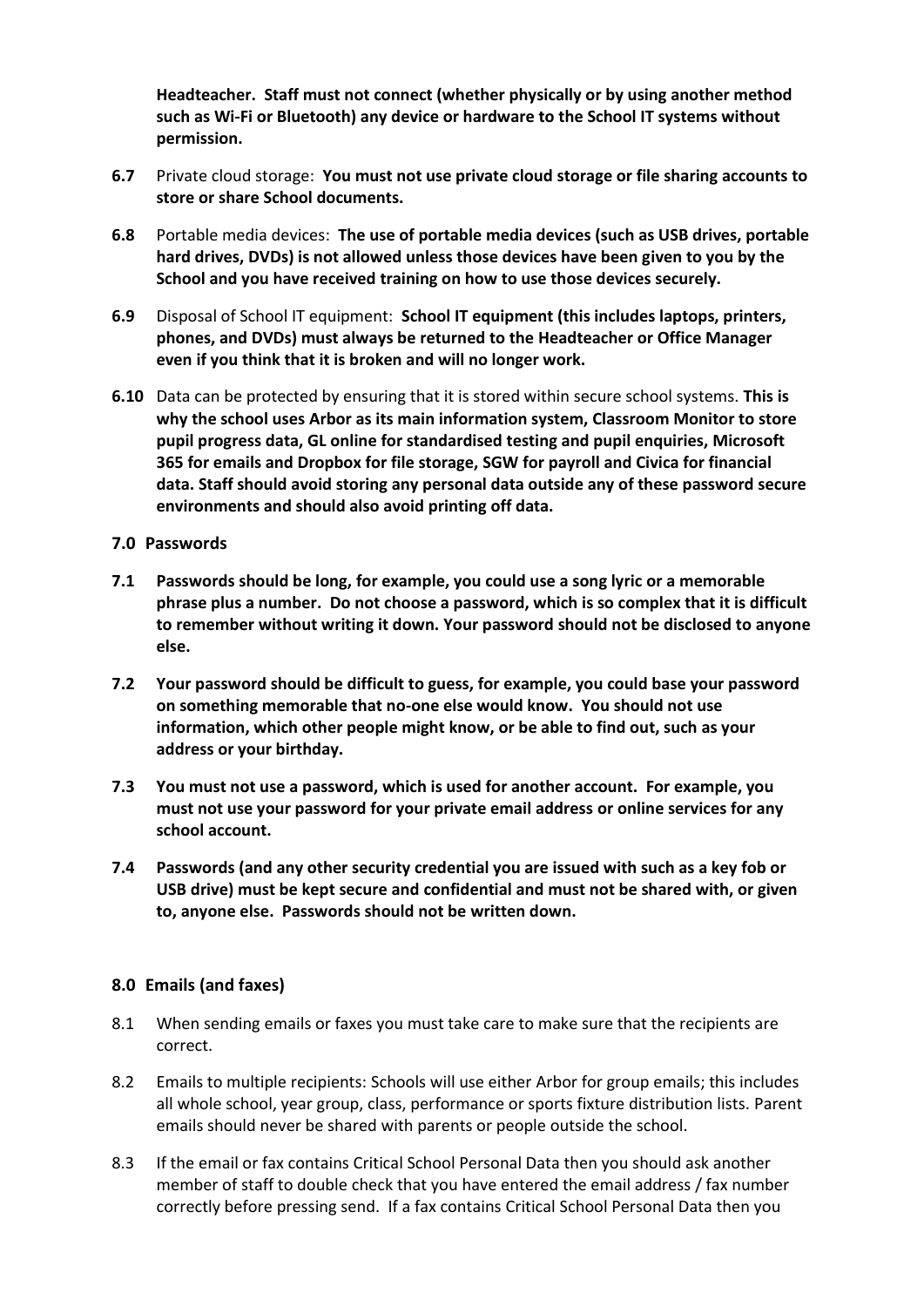**Headteacher. Staff must not connect (whether physically or by using another method such as Wi-Fi or Bluetooth) any device or hardware to the School IT systems without permission.**

**6.7** Private cloud storage: **You must not use private cloud storage or file sharing accounts to store or share School documents.**

**6.8** Portable media devices: **The use of portable media devices (such as USB drives, portable hard drives, DVDs) is not allowed unless those devices have been given to you by the School and you have received training on how to use those devices securely.**

**6.9** Disposal of School IT equipment: **School IT equipment (this includes laptops, printers, phones, and DVDs) must always be returned to the Headteacher or Office Manager even if you think that it is broken and will no longer work.**

**6.10** Data can be protected by ensuring that it is stored within secure school systems. **This is why the school uses Arbor as its main information system, Classroom Monitor to store pupil progress data, GL online for standardised testing and pupil enquiries, Microsoft 365 for emails and Dropbox for file storage, SGW for payroll and Civica for financial data. Staff should avoid storing any personal data outside any of these password secure environments and should also avoid printing off data.**

## 7.0 Passwords

**7.1 Passwords should be long, for example, you could use a song lyric or a memorable phrase plus a number. Do not choose a password, which is so complex that it is difficult to remember without writing it down. Your password should not be disclosed to anyone else.**

**7.2 Your password should be difficult to guess, for example, you could base your password on something memorable that no-one else would know. You should not use information, which other people might know, or be able to find out, such as your address or your birthday.**

**7.3 You must not use a password, which is used for another account. For example, you must not use your password for your private email address or online services for any school account.**

**7.4 Passwords (and any other security credential you are issued with such as a key fob or USB drive) must be kept secure and confidential and must not be shared with, or given to, anyone else. Passwords should not be written down.**

## 8.0 Emails (and faxes)

8.1 When sending emails or faxes you must take care to make sure that the recipients are correct.

8.2 Emails to multiple recipients: Schools will use either Arbor for group emails; this includes all whole school, year group, class, performance or sports fixture distribution lists. Parent emails should never be shared with parents or people outside the school.

8.3 If the email or fax contains Critical School Personal Data then you should ask another member of staff to double check that you have entered the email address / fax number correctly before pressing send. If a fax contains Critical School Personal Data then you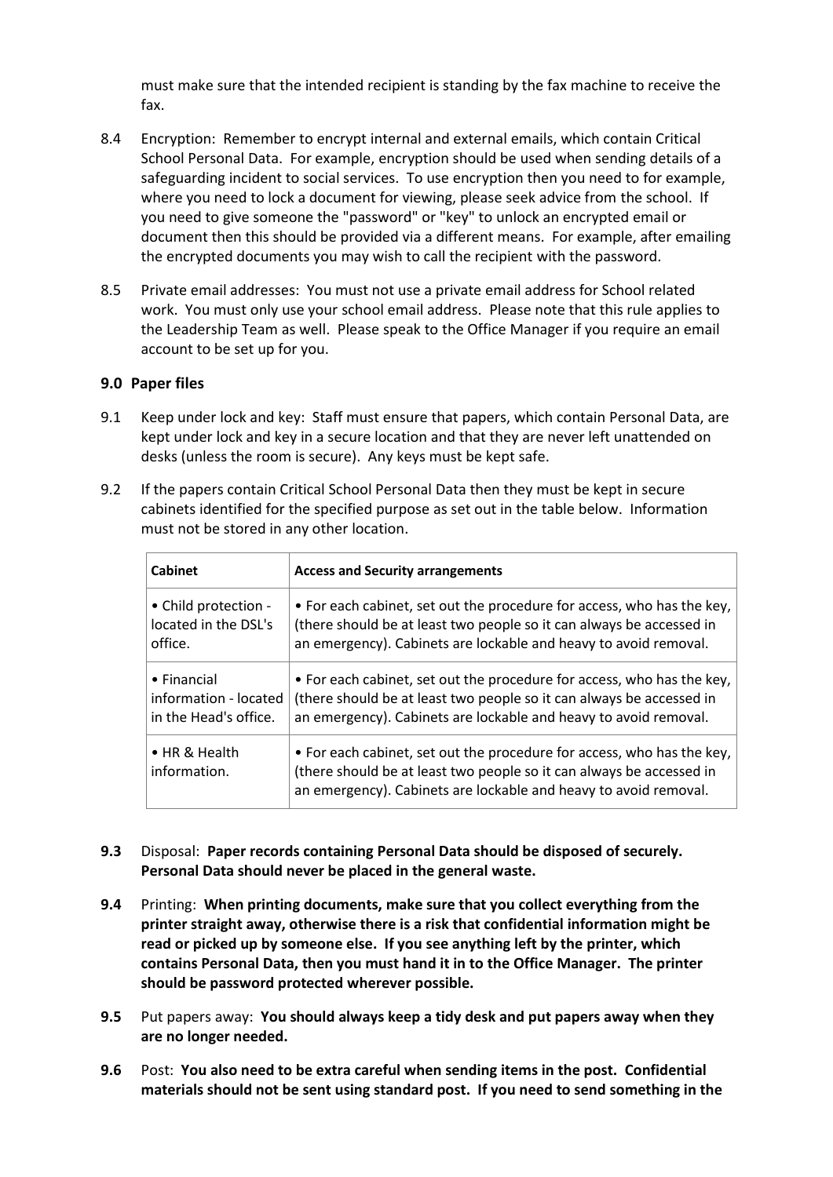must make sure that the intended recipient is standing by the fax machine to receive the fax.

8.4 Encryption: Remember to encrypt internal and external emails, which contain Critical School Personal Data. For example, encryption should be used when sending details of a safeguarding incident to social services. To use encryption then you need to for example, where you need to lock a document for viewing, please seek advice from the school. If you need to give someone the "password" or "key" to unlock an encrypted email or document then this should be provided via a different means. For example, after emailing the encrypted documents you may wish to call the recipient with the password.

8.5 Private email addresses: You must not use a private email address for School related work. You must only use your school email address. Please note that this rule applies to the Leadership Team as well. Please speak to the Office Manager if you require an email account to be set up for you.

### 9.0 Paper files

9.1 Keep under lock and key: Staff must ensure that papers, which contain Personal Data, are kept under lock and key in a secure location and that they are never left unattended on desks (unless the room is secure). Any keys must be kept safe.

9.2 If the papers contain Critical School Personal Data then they must be kept in secure cabinets identified for the specified purpose as set out in the table below. Information must not be stored in any other location.

| Cabinet | Access and Security arrangements |
|---|---|
| • Child protection - located in the DSL's office. | • For each cabinet, set out the procedure for access, who has the key, (there should be at least two people so it can always be accessed in an emergency). Cabinets are lockable and heavy to avoid removal. |
| • Financial information - located in the Head's office. | • For each cabinet, set out the procedure for access, who has the key, (there should be at least two people so it can always be accessed in an emergency). Cabinets are lockable and heavy to avoid removal. |
| • HR & Health information. | • For each cabinet, set out the procedure for access, who has the key, (there should be at least two people so it can always be accessed in an emergency). Cabinets are lockable and heavy to avoid removal. |

**9.3** Disposal: **Paper records containing Personal Data should be disposed of securely. Personal Data should never be placed in the general waste.**

**9.4** Printing: **When printing documents, make sure that you collect everything from the printer straight away, otherwise there is a risk that confidential information might be read or picked up by someone else. If you see anything left by the printer, which contains Personal Data, then you must hand it in to the Office Manager. The printer should be password protected wherever possible.**

**9.5** Put papers away: **You should always keep a tidy desk and put papers away when they are no longer needed.**

**9.6** Post: **You also need to be extra careful when sending items in the post. Confidential materials should not be sent using standard post. If you need to send something in the**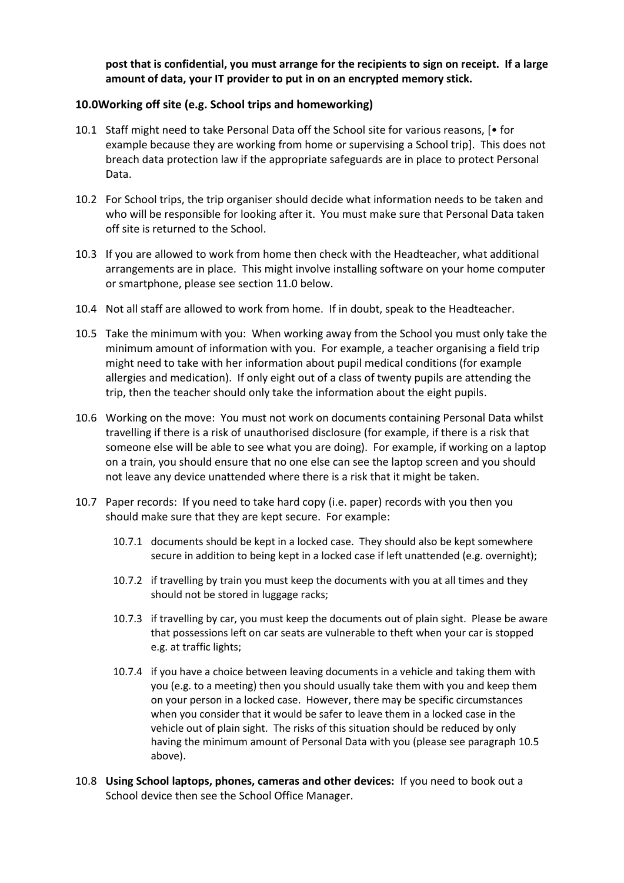**post that is confidential, you must arrange for the recipients to sign on receipt. If a large amount of data, your IT provider to put in on an encrypted memory stick.**

## 10.0 Working off site (e.g. School trips and homeworking)

10.1 Staff might need to take Personal Data off the School site for various reasons, [• for example because they are working from home or supervising a School trip]. This does not breach data protection law if the appropriate safeguards are in place to protect Personal Data.

10.2 For School trips, the trip organiser should decide what information needs to be taken and who will be responsible for looking after it. You must make sure that Personal Data taken off site is returned to the School.

10.3 If you are allowed to work from home then check with the Headteacher, what additional arrangements are in place. This might involve installing software on your home computer or smartphone, please see section 11.0 below.

10.4 Not all staff are allowed to work from home. If in doubt, speak to the Headteacher.

10.5 Take the minimum with you: When working away from the School you must only take the minimum amount of information with you. For example, a teacher organising a field trip might need to take with her information about pupil medical conditions (for example allergies and medication). If only eight out of a class of twenty pupils are attending the trip, then the teacher should only take the information about the eight pupils.

10.6 Working on the move: You must not work on documents containing Personal Data whilst travelling if there is a risk of unauthorised disclosure (for example, if there is a risk that someone else will be able to see what you are doing). For example, if working on a laptop on a train, you should ensure that no one else can see the laptop screen and you should not leave any device unattended where there is a risk that it might be taken.

10.7 Paper records: If you need to take hard copy (i.e. paper) records with you then you should make sure that they are kept secure. For example:

10.7.1 documents should be kept in a locked case. They should also be kept somewhere secure in addition to being kept in a locked case if left unattended (e.g. overnight);

10.7.2 if travelling by train you must keep the documents with you at all times and they should not be stored in luggage racks;

10.7.3 if travelling by car, you must keep the documents out of plain sight. Please be aware that possessions left on car seats are vulnerable to theft when your car is stopped e.g. at traffic lights;

10.7.4 if you have a choice between leaving documents in a vehicle and taking them with you (e.g. to a meeting) then you should usually take them with you and keep them on your person in a locked case. However, there may be specific circumstances when you consider that it would be safer to leave them in a locked case in the vehicle out of plain sight. The risks of this situation should be reduced by only having the minimum amount of Personal Data with you (please see paragraph 10.5 above).

10.8 **Using School laptops, phones, cameras and other devices:** If you need to book out a School device then see the School Office Manager.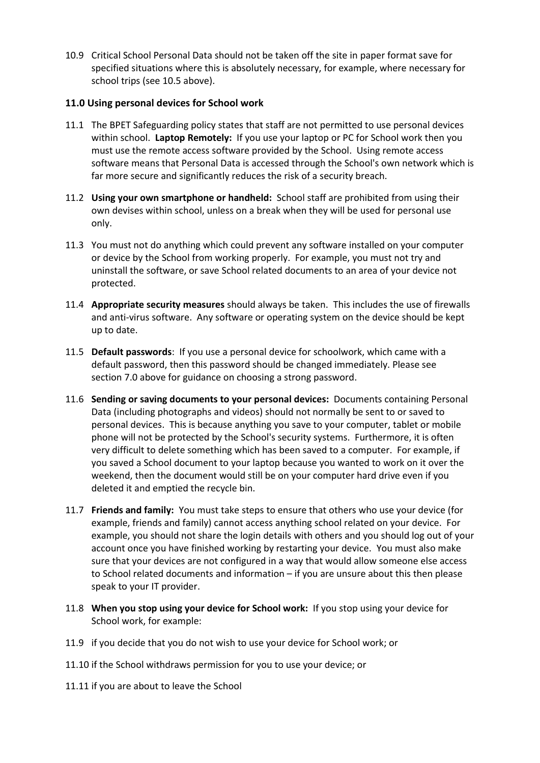10.9 Critical School Personal Data should not be taken off the site in paper format save for specified situations where this is absolutely necessary, for example, where necessary for school trips (see 10.5 above).

**11.0 Using personal devices for School work**

11.1 The BPET Safeguarding policy states that staff are not permitted to use personal devices within school. **Laptop Remotely:** If you use your laptop or PC for School work then you must use the remote access software provided by the School. Using remote access software means that Personal Data is accessed through the School's own network which is far more secure and significantly reduces the risk of a security breach.

11.2 **Using your own smartphone or handheld:** School staff are prohibited from using their own devises within school, unless on a break when they will be used for personal use only.

11.3 You must not do anything which could prevent any software installed on your computer or device by the School from working properly. For example, you must not try and uninstall the software, or save School related documents to an area of your device not protected.

11.4 **Appropriate security measures** should always be taken. This includes the use of firewalls and anti-virus software. Any software or operating system on the device should be kept up to date.

11.5 **Default passwords**: If you use a personal device for schoolwork, which came with a default password, then this password should be changed immediately. Please see section 7.0 above for guidance on choosing a strong password.

11.6 **Sending or saving documents to your personal devices:** Documents containing Personal Data (including photographs and videos) should not normally be sent to or saved to personal devices. This is because anything you save to your computer, tablet or mobile phone will not be protected by the School's security systems. Furthermore, it is often very difficult to delete something which has been saved to a computer. For example, if you saved a School document to your laptop because you wanted to work on it over the weekend, then the document would still be on your computer hard drive even if you deleted it and emptied the recycle bin.

11.7 **Friends and family:** You must take steps to ensure that others who use your device (for example, friends and family) cannot access anything school related on your device. For example, you should not share the login details with others and you should log out of your account once you have finished working by restarting your device. You must also make sure that your devices are not configured in a way that would allow someone else access to School related documents and information – if you are unsure about this then please speak to your IT provider.

11.8 **When you stop using your device for School work:** If you stop using your device for School work, for example:

11.9 if you decide that you do not wish to use your device for School work; or

11.10 if the School withdraws permission for you to use your device; or

11.11 if you are about to leave the School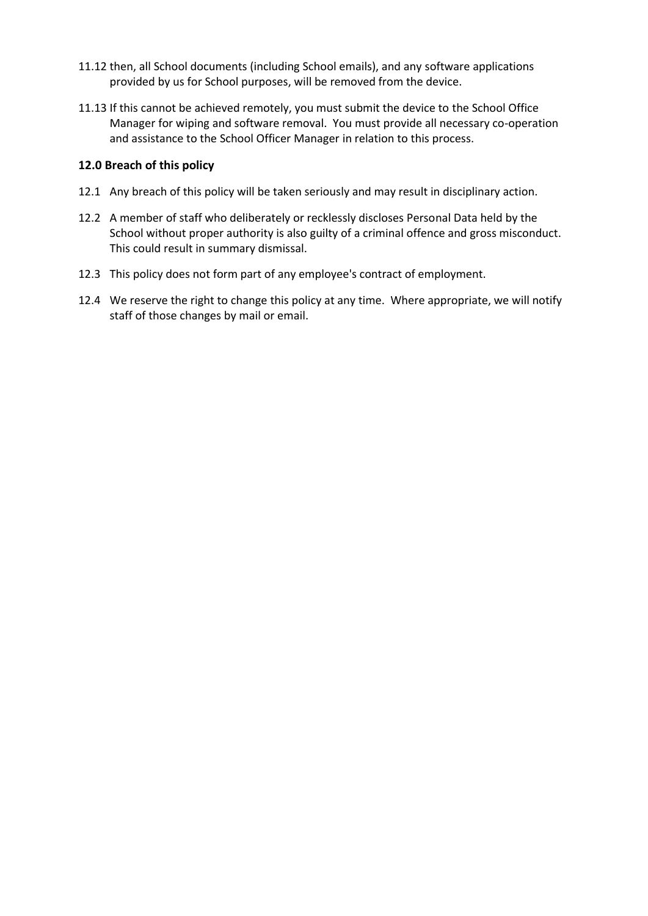11.12 then, all School documents (including School emails), and any software applications provided by us for School purposes, will be removed from the device.

11.13 If this cannot be achieved remotely, you must submit the device to the School Office Manager for wiping and software removal. You must provide all necessary co-operation and assistance to the School Officer Manager in relation to this process.

**12.0 Breach of this policy**

12.1 Any breach of this policy will be taken seriously and may result in disciplinary action.

12.2 A member of staff who deliberately or recklessly discloses Personal Data held by the School without proper authority is also guilty of a criminal offence and gross misconduct. This could result in summary dismissal.

12.3 This policy does not form part of any employee's contract of employment.

12.4 We reserve the right to change this policy at any time. Where appropriate, we will notify staff of those changes by mail or email.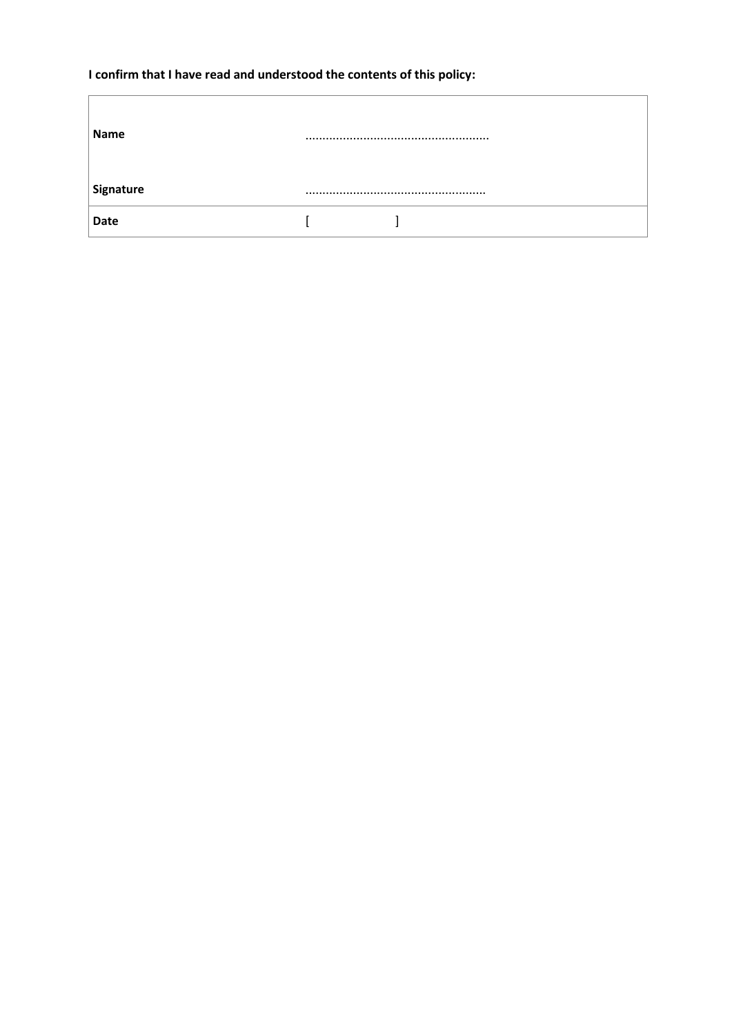**I confirm that I have read and understood the contents of this policy:**

| | |
|---|---|
| **Name** | ..................................................... |
| **Signature** | ..................................................... |
| **Date** | [ ] |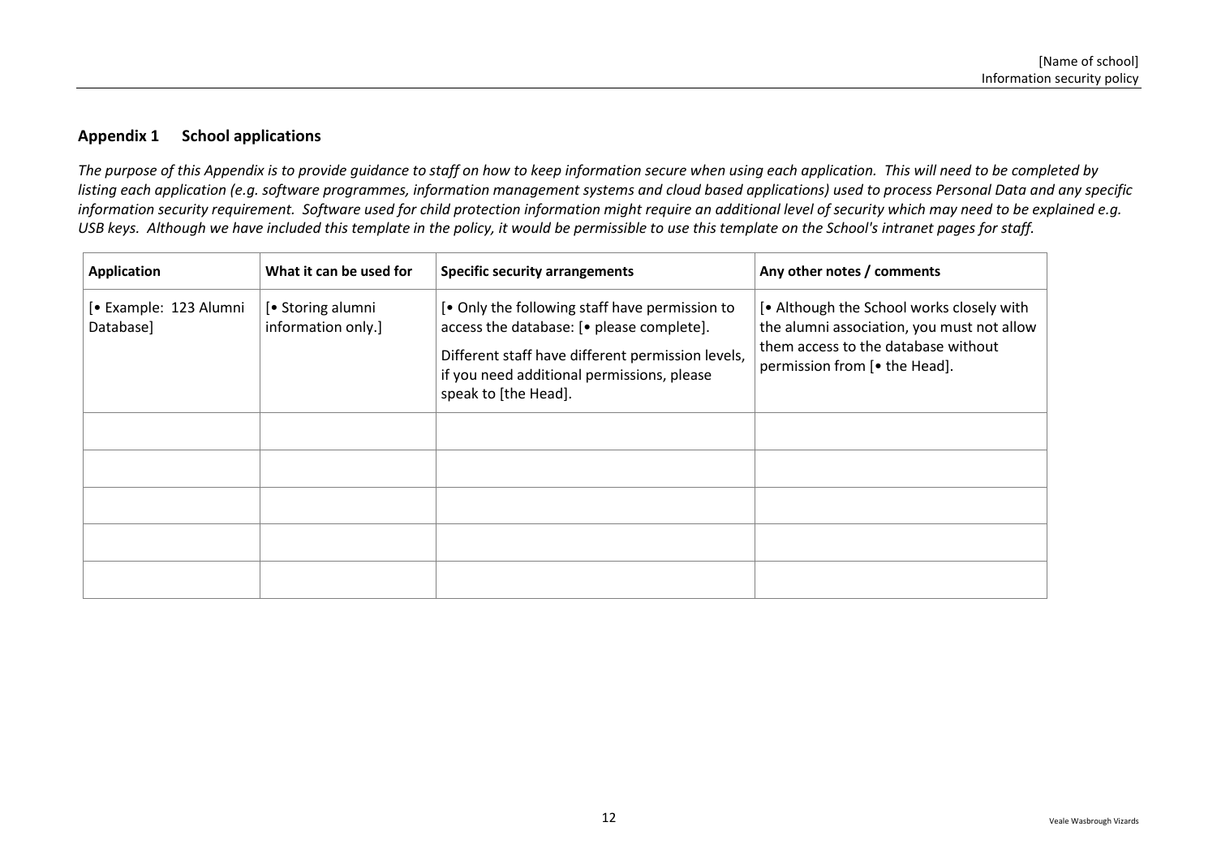## Appendix 1 School applications

*The purpose of this Appendix is to provide guidance to staff on how to keep information secure when using each application. This will need to be completed by listing each application (e.g. software programmes, information management systems and cloud based applications) used to process Personal Data and any specific information security requirement. Software used for child protection information might require an additional level of security which may need to be explained e.g. USB keys. Although we have included this template in the policy, it would be permissible to use this template on the School's intranet pages for staff.*

| Application | What it can be used for | Specific security arrangements | Any other notes / comments |
|---|---|---|---|
| [• Example: 123 Alumni Database] | [• Storing alumni information only.] | [• Only the following staff have permission to access the database: [• please complete]. Different staff have different permission levels, if you need additional permissions, please speak to [the Head]. | [• Although the School works closely with the alumni association, you must not allow them access to the database without permission from [• the Head]. |
| | | | |
| | | | |
| | | | |
| | | | |
| | | | |